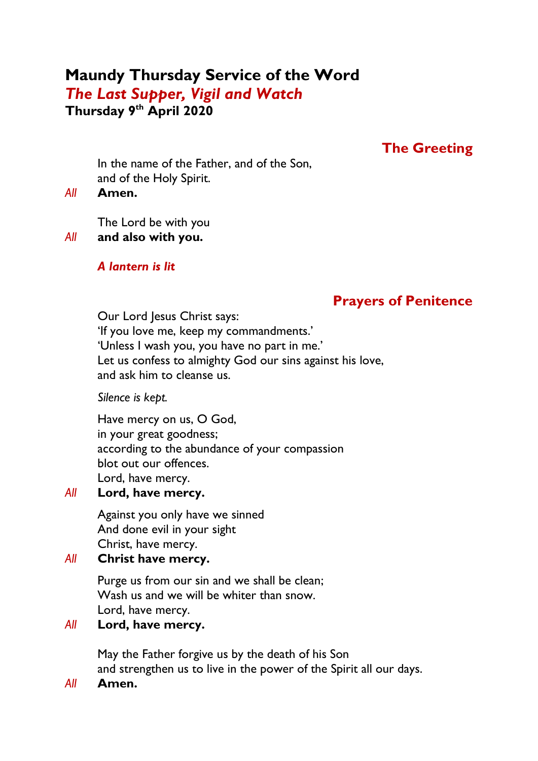# Maundy Thursday Service of the Word

***The Last Supper, Vigil and Watch***

**Thursday 9th April 2020**

## The Greeting

In the name of the Father, and of the Son,
and of the Holy Spirit.

*All* **Amen.**

The Lord be with you

*All* **and also with you.**

***A lantern is lit***

## Prayers of Penitence

Our Lord Jesus Christ says:
'If you love me, keep my commandments.'
'Unless I wash you, you have no part in me.'
Let us confess to almighty God our sins against his love,
and ask him to cleanse us.

*Silence is kept.*

Have mercy on us, O God,
in your great goodness;
according to the abundance of your compassion
blot out our offences.
Lord, have mercy.

*All* **Lord, have mercy.**

Against you only have we sinned
And done evil in your sight
Christ, have mercy.

*All* **Christ have mercy.**

Purge us from our sin and we shall be clean;
Wash us and we will be whiter than snow.
Lord, have mercy.

*All* **Lord, have mercy.**

May the Father forgive us by the death of his Son
and strengthen us to live in the power of the Spirit all our days.

*All* **Amen.**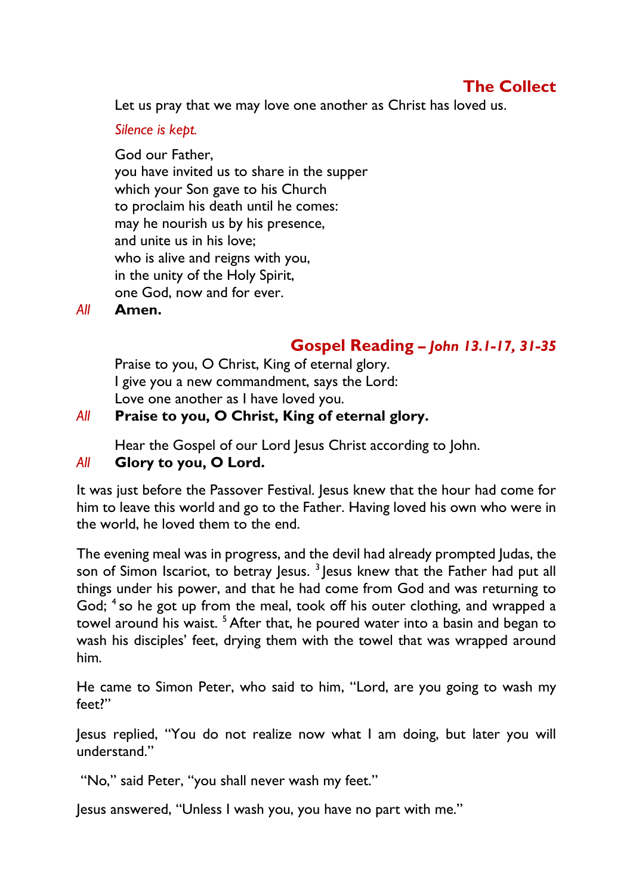## The Collect

Let us pray that we may love one another as Christ has loved us.

*Silence is kept.*

God our Father,
you have invited us to share in the supper
which your Son gave to his Church
to proclaim his death until he comes:
may he nourish us by his presence,
and unite us in his love;
who is alive and reigns with you,
in the unity of the Holy Spirit,
one God, now and for ever.

*All* **Amen.**

## Gospel Reading – *John 13.1-17, 31-35*

Praise to you, O Christ, King of eternal glory.
I give you a new commandment, says the Lord:
Love one another as I have loved you.

*All* **Praise to you, O Christ, King of eternal glory.**

Hear the Gospel of our Lord Jesus Christ according to John.

*All* **Glory to you, O Lord.**

It was just before the Passover Festival. Jesus knew that the hour had come for him to leave this world and go to the Father. Having loved his own who were in the world, he loved them to the end.

The evening meal was in progress, and the devil had already prompted Judas, the son of Simon Iscariot, to betray Jesus. [3] Jesus knew that the Father had put all things under his power, and that he had come from God and was returning to God; [4] so he got up from the meal, took off his outer clothing, and wrapped a towel around his waist. [5] After that, he poured water into a basin and began to wash his disciples' feet, drying them with the towel that was wrapped around him.

He came to Simon Peter, who said to him, "Lord, are you going to wash my feet?"

Jesus replied, "You do not realize now what I am doing, but later you will understand."

"No," said Peter, "you shall never wash my feet."

Jesus answered, "Unless I wash you, you have no part with me."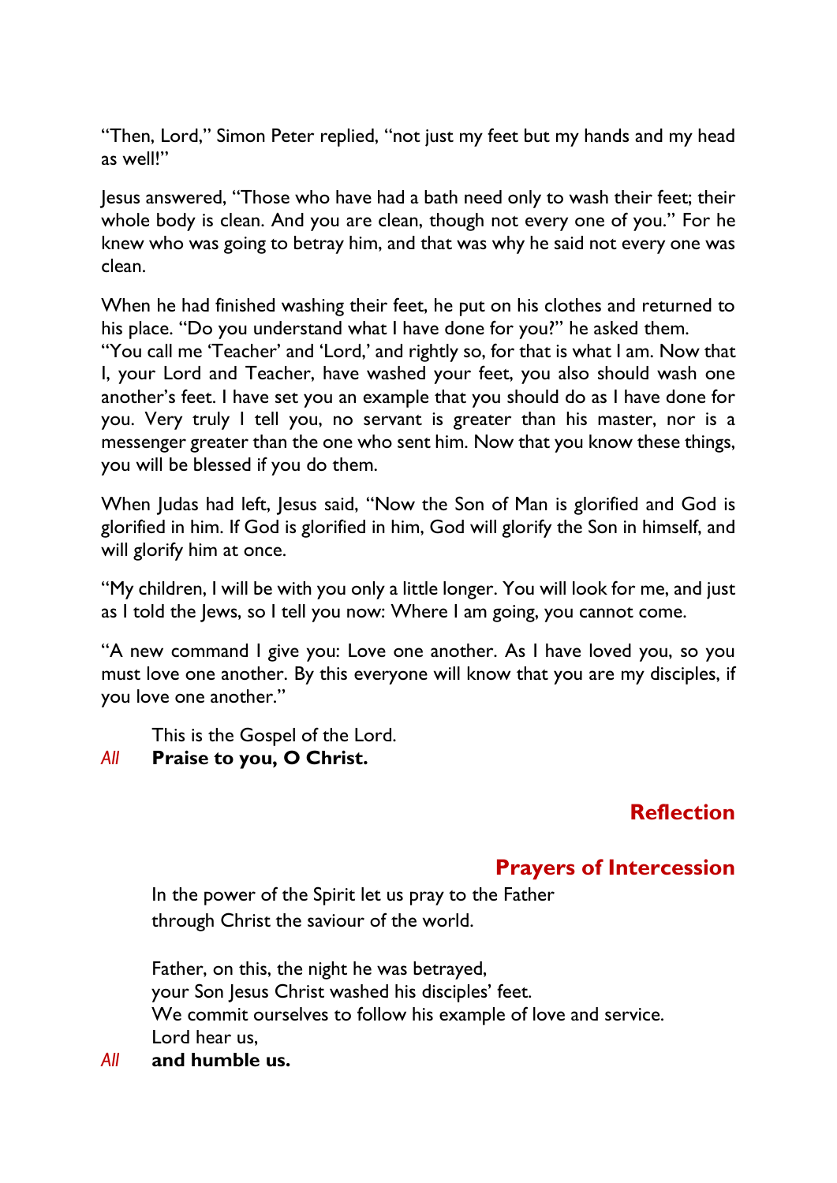"Then, Lord," Simon Peter replied, "not just my feet but my hands and my head as well!"

Jesus answered, "Those who have had a bath need only to wash their feet; their whole body is clean. And you are clean, though not every one of you." For he knew who was going to betray him, and that was why he said not every one was clean.

When he had finished washing their feet, he put on his clothes and returned to his place. "Do you understand what I have done for you?" he asked them.
"You call me 'Teacher' and 'Lord,' and rightly so, for that is what I am. Now that I, your Lord and Teacher, have washed your feet, you also should wash one another's feet. I have set you an example that you should do as I have done for you. Very truly I tell you, no servant is greater than his master, nor is a messenger greater than the one who sent him. Now that you know these things, you will be blessed if you do them.

When Judas had left, Jesus said, "Now the Son of Man is glorified and God is glorified in him. If God is glorified in him, God will glorify the Son in himself, and will glorify him at once.

"My children, I will be with you only a little longer. You will look for me, and just as I told the Jews, so I tell you now: Where I am going, you cannot come.

"A new command I give you: Love one another. As I have loved you, so you must love one another. By this everyone will know that you are my disciples, if you love one another."

This is the Gospel of the Lord.
*All* **Praise to you, O Christ.**

## Reflection

## Prayers of Intercession

In the power of the Spirit let us pray to the Father
through Christ the saviour of the world.

Father, on this, the night he was betrayed,
your Son Jesus Christ washed his disciples' feet.
We commit ourselves to follow his example of love and service.
Lord hear us,
*All* **and humble us.**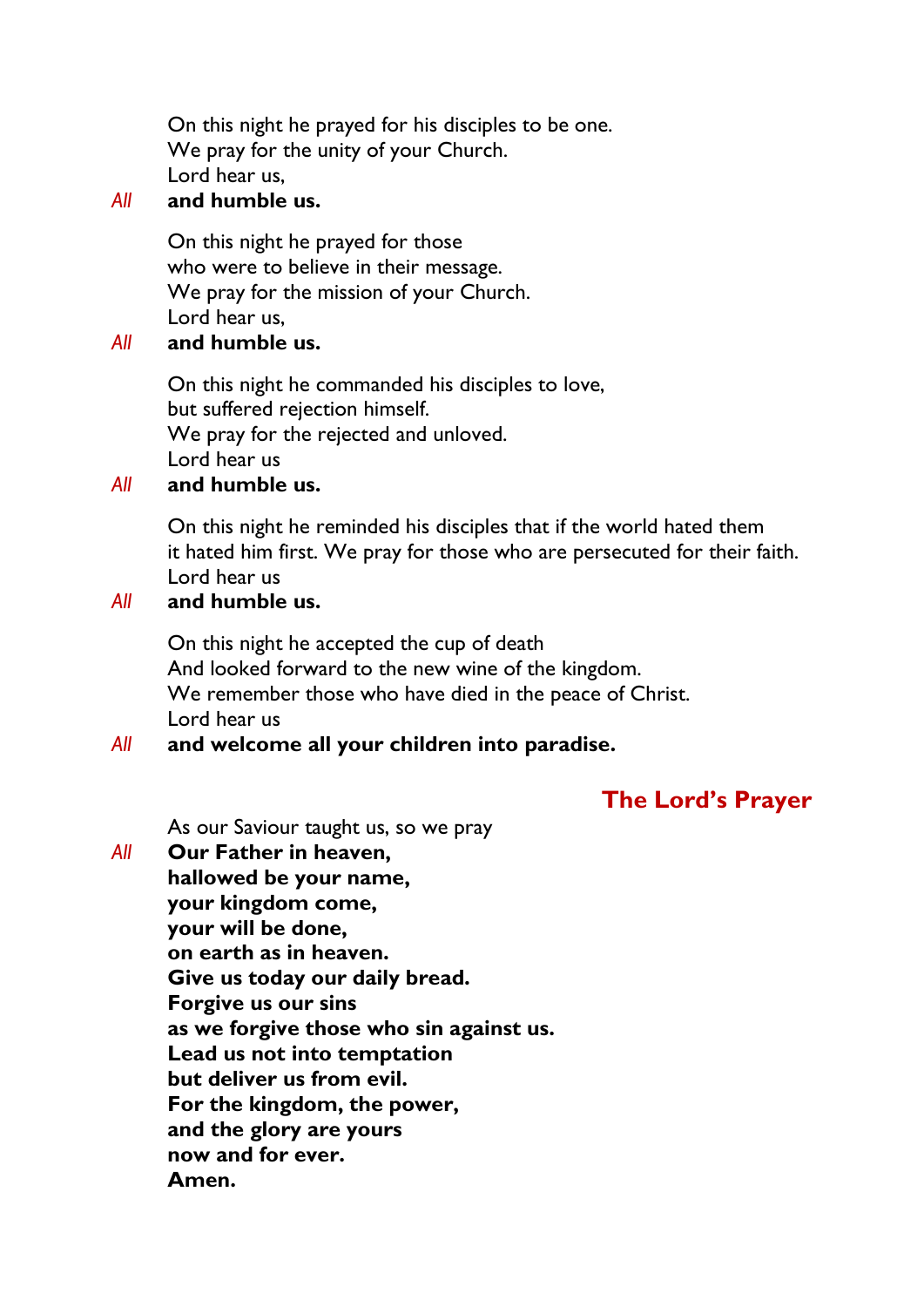On this night he prayed for his disciples to be one.
We pray for the unity of your Church.
Lord hear us,

*All* **and humble us.**

On this night he prayed for those
who were to believe in their message.
We pray for the mission of your Church.
Lord hear us,

*All* **and humble us.**

On this night he commanded his disciples to love,
but suffered rejection himself.
We pray for the rejected and unloved.
Lord hear us

*All* **and humble us.**

On this night he reminded his disciples that if the world hated them
it hated him first. We pray for those who are persecuted for their faith.
Lord hear us

*All* **and humble us.**

On this night he accepted the cup of death
And looked forward to the new wine of the kingdom.
We remember those who have died in the peace of Christ.
Lord hear us

*All* **and welcome all your children into paradise.**

## The Lord's Prayer

As our Saviour taught us, so we pray

*All* **Our Father in heaven,**
**hallowed be your name,**
**your kingdom come,**
**your will be done,**
**on earth as in heaven.**
**Give us today our daily bread.**
**Forgive us our sins**
**as we forgive those who sin against us.**
**Lead us not into temptation**
**but deliver us from evil.**
**For the kingdom, the power,**
**and the glory are yours**
**now and for ever.**
**Amen.**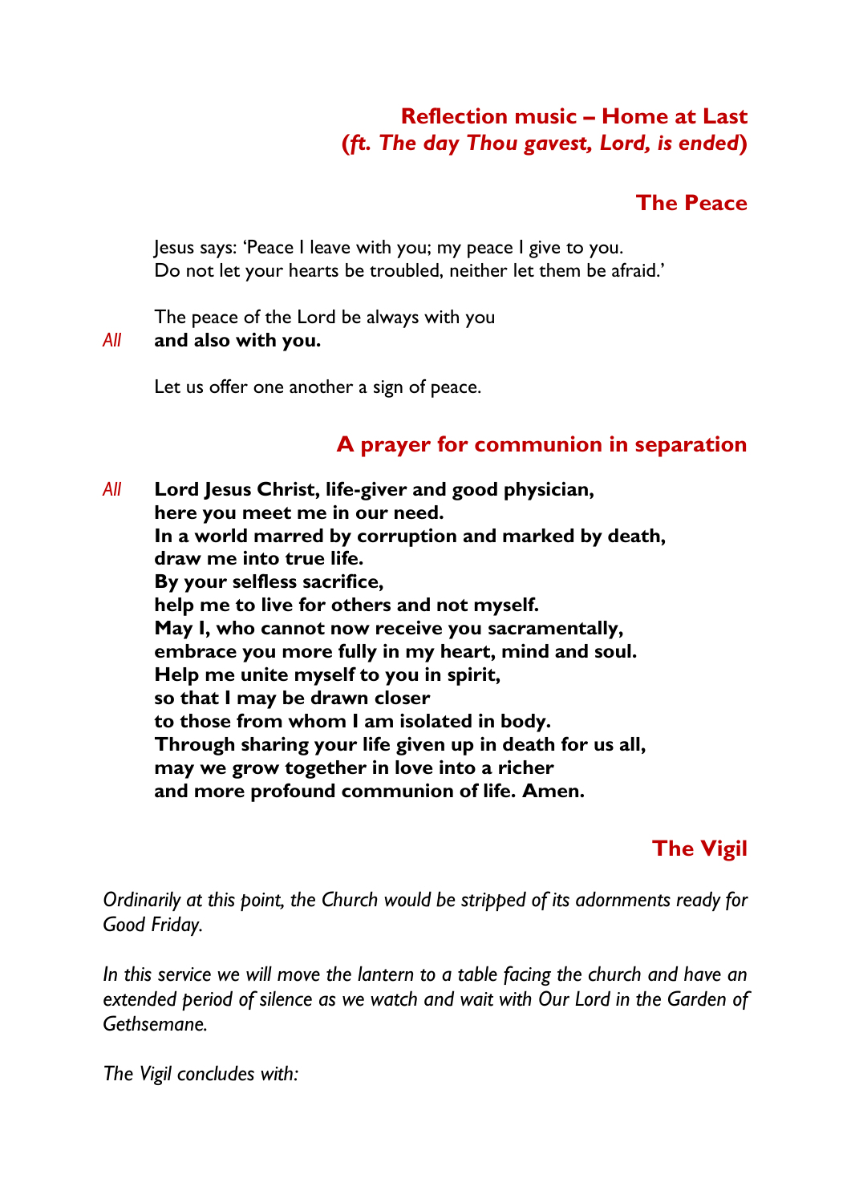## Reflection music – Home at Last
## (*ft. The day Thou gavest, Lord, is ended*)

## The Peace

Jesus says: 'Peace I leave with you; my peace I give to you.
Do not let your hearts be troubled, neither let them be afraid.'

The peace of the Lord be always with you
*All* **and also with you.**

Let us offer one another a sign of peace.

## A prayer for communion in separation

*All* **Lord Jesus Christ, life-giver and good physician,
here you meet me in our need.
In a world marred by corruption and marked by death,
draw me into true life.
By your selfless sacrifice,
help me to live for others and not myself.
May I, who cannot now receive you sacramentally,
embrace you more fully in my heart, mind and soul.
Help me unite myself to you in spirit,
so that I may be drawn closer
to those from whom I am isolated in body.
Through sharing your life given up in death for us all,
may we grow together in love into a richer
and more profound communion of life. Amen.**

## The Vigil

*Ordinarily at this point, the Church would be stripped of its adornments ready for Good Friday.*

*In this service we will move the lantern to a table facing the church and have an extended period of silence as we watch and wait with Our Lord in the Garden of Gethsemane.*

*The Vigil concludes with:*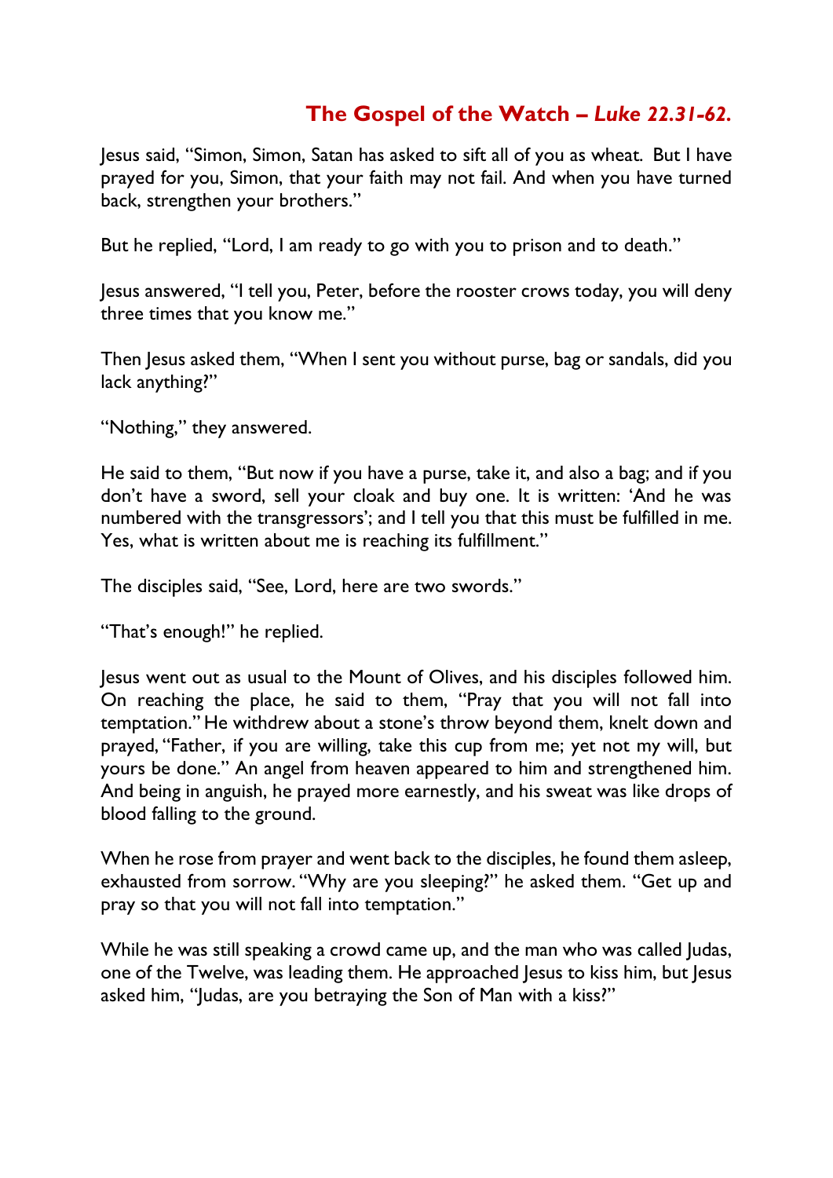## **The Gospel of the Watch –** ***Luke 22.31-62.***

Jesus said, "Simon, Simon, Satan has asked to sift all of you as wheat. But I have prayed for you, Simon, that your faith may not fail. And when you have turned back, strengthen your brothers."

But he replied, "Lord, I am ready to go with you to prison and to death."

Jesus answered, "I tell you, Peter, before the rooster crows today, you will deny three times that you know me."

Then Jesus asked them, "When I sent you without purse, bag or sandals, did you lack anything?"

"Nothing," they answered.

He said to them, "But now if you have a purse, take it, and also a bag; and if you don't have a sword, sell your cloak and buy one. It is written: 'And he was numbered with the transgressors'; and I tell you that this must be fulfilled in me. Yes, what is written about me is reaching its fulfillment."

The disciples said, "See, Lord, here are two swords."

"That's enough!" he replied.

Jesus went out as usual to the Mount of Olives, and his disciples followed him. On reaching the place, he said to them, "Pray that you will not fall into temptation." He withdrew about a stone's throw beyond them, knelt down and prayed, "Father, if you are willing, take this cup from me; yet not my will, but yours be done." An angel from heaven appeared to him and strengthened him. And being in anguish, he prayed more earnestly, and his sweat was like drops of blood falling to the ground.

When he rose from prayer and went back to the disciples, he found them asleep, exhausted from sorrow. "Why are you sleeping?" he asked them. "Get up and pray so that you will not fall into temptation."

While he was still speaking a crowd came up, and the man who was called Judas, one of the Twelve, was leading them. He approached Jesus to kiss him, but Jesus asked him, "Judas, are you betraying the Son of Man with a kiss?"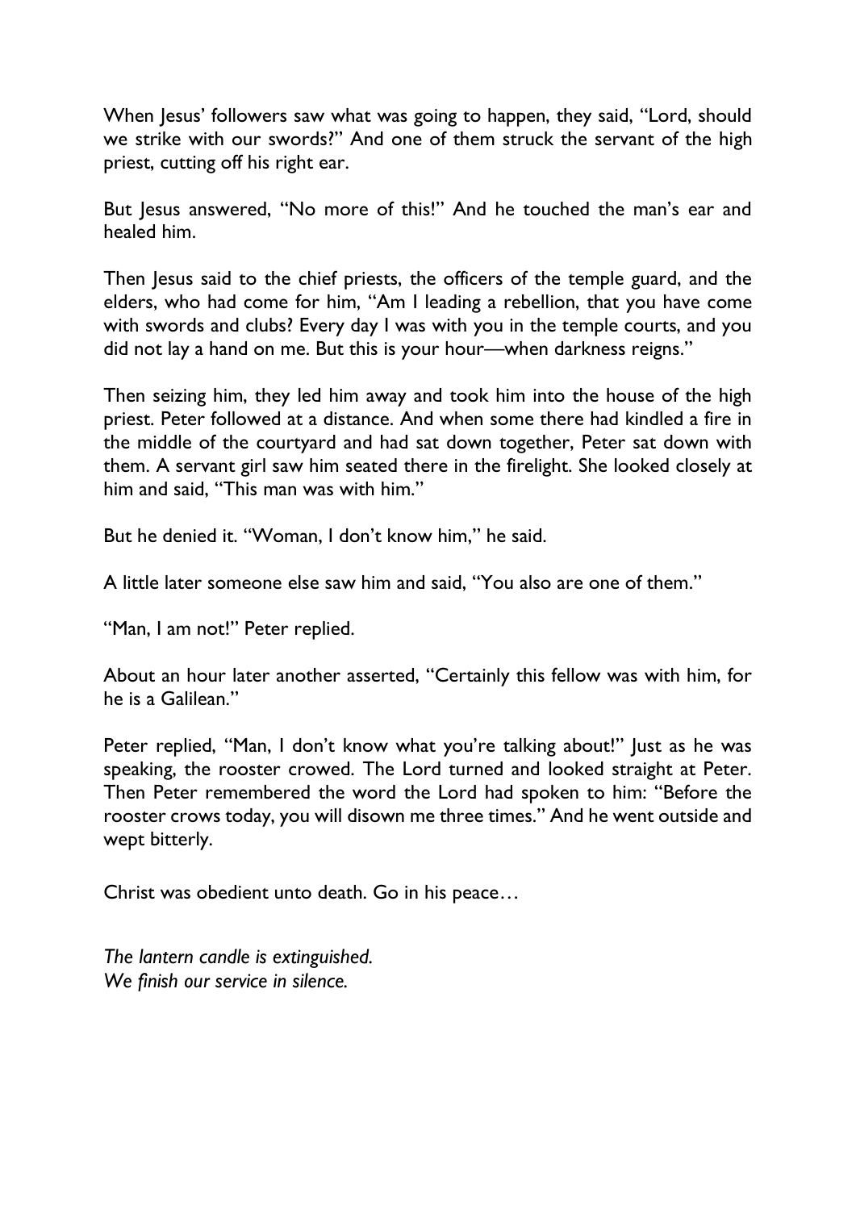When Jesus' followers saw what was going to happen, they said, "Lord, should we strike with our swords?" And one of them struck the servant of the high priest, cutting off his right ear.

But Jesus answered, "No more of this!" And he touched the man's ear and healed him.

Then Jesus said to the chief priests, the officers of the temple guard, and the elders, who had come for him, "Am I leading a rebellion, that you have come with swords and clubs? Every day I was with you in the temple courts, and you did not lay a hand on me. But this is your hour—when darkness reigns."

Then seizing him, they led him away and took him into the house of the high priest. Peter followed at a distance. And when some there had kindled a fire in the middle of the courtyard and had sat down together, Peter sat down with them. A servant girl saw him seated there in the firelight. She looked closely at him and said, "This man was with him."

But he denied it. "Woman, I don't know him," he said.

A little later someone else saw him and said, "You also are one of them."

"Man, I am not!" Peter replied.

About an hour later another asserted, "Certainly this fellow was with him, for he is a Galilean."

Peter replied, "Man, I don't know what you're talking about!" Just as he was speaking, the rooster crowed. The Lord turned and looked straight at Peter. Then Peter remembered the word the Lord had spoken to him: "Before the rooster crows today, you will disown me three times." And he went outside and wept bitterly.

Christ was obedient unto death. Go in his peace…

*The lantern candle is extinguished.*
*We finish our service in silence.*